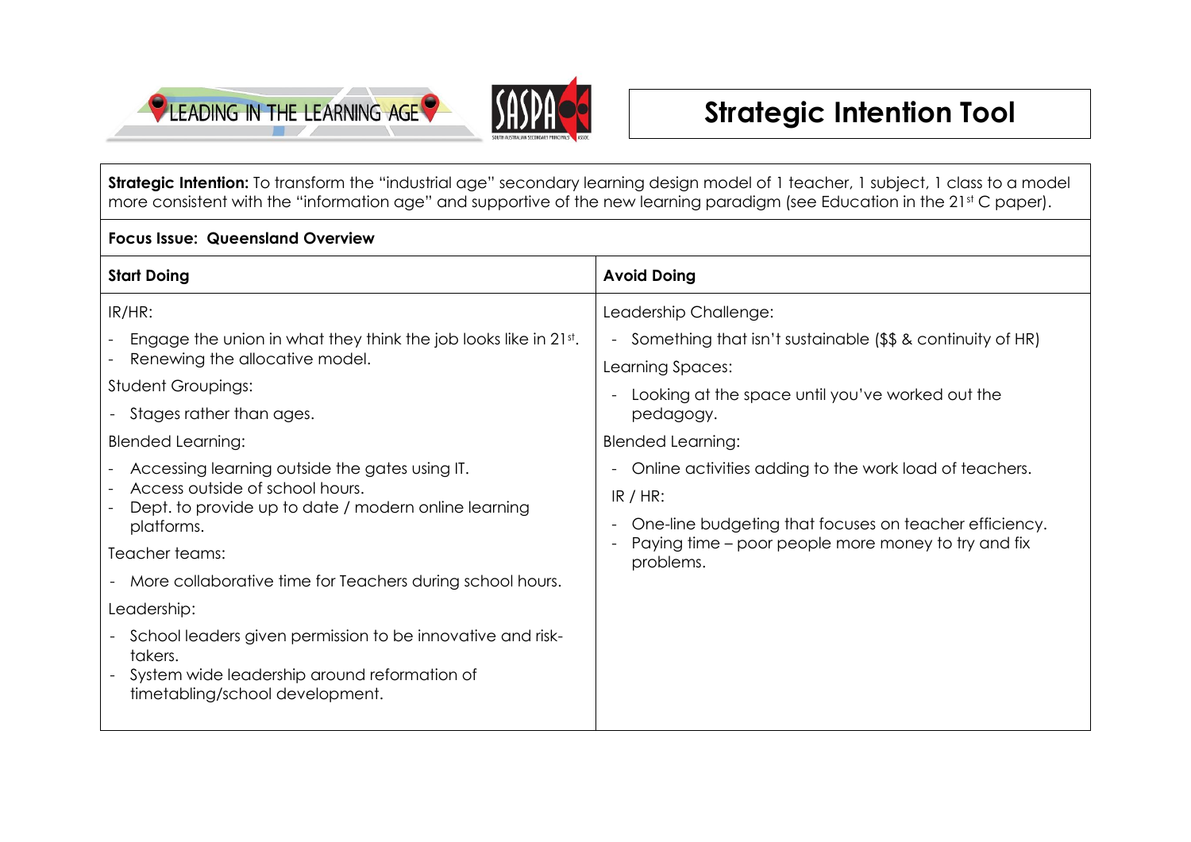# Strategic Intention Tool

**Strategic Intention:** To transform the "industrial age" secondary learning design model of 1 teacher, 1 subject, 1 class to a model more consistent with the "information age" and supportive of the new learning paradigm (see Education in the 21st C paper).

**Focus Issue: Queensland Overview**

| **Start Doing** | **Avoid Doing** |
|---|---|
| IR/HR:<br>- Engage the union in what they think the job looks like in 21st.<br>- Renewing the allocative model.<br>Student Groupings:<br>- Stages rather than ages.<br>Blended Learning:<br>- Accessing learning outside the gates using IT.<br>- Access outside of school hours.<br>- Dept. to provide up to date / modern online learning platforms.<br>Teacher teams:<br>- More collaborative time for Teachers during school hours.<br>Leadership:<br>- School leaders given permission to be innovative and risk-takers.<br>- System wide leadership around reformation of timetabling/school development. | Leadership Challenge:<br>- Something that isn't sustainable ($$ & continuity of HR)<br>Learning Spaces:<br>- Looking at the space until you've worked out the pedagogy.<br>Blended Learning:<br>- Online activities adding to the work load of teachers.<br>IR / HR:<br>- One-line budgeting that focuses on teacher efficiency.<br>- Paying time – poor people more money to try and fix problems. |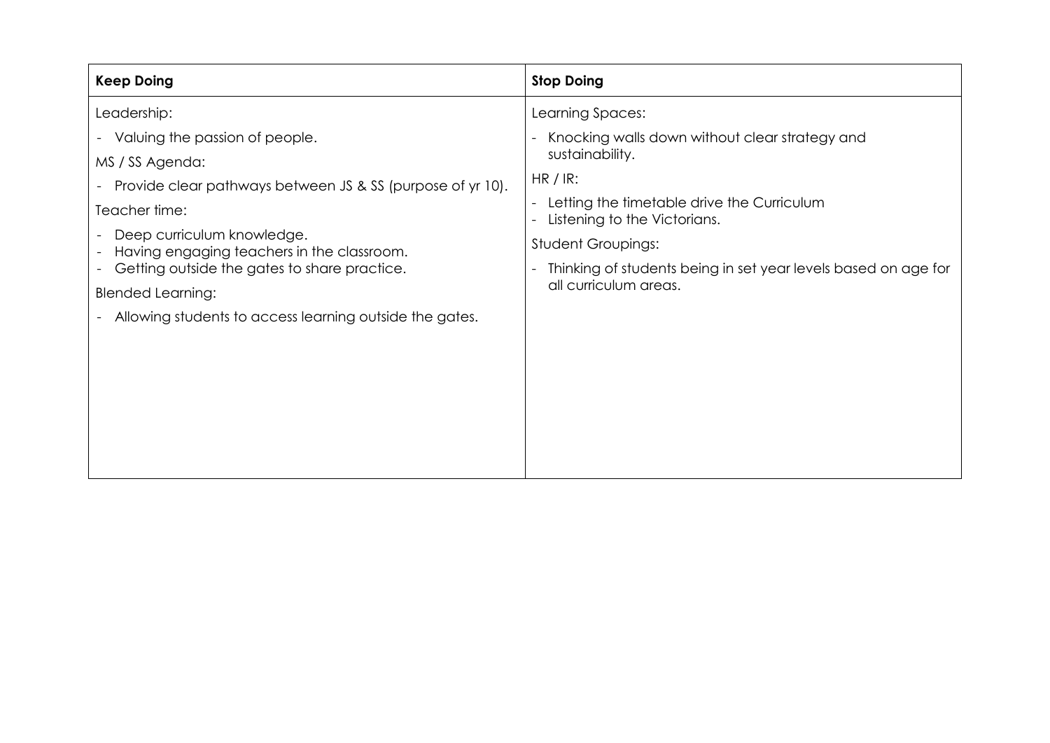| **Keep Doing** | **Stop Doing** |
|---|---|
| Leadership:<br>- Valuing the passion of people.<br>MS / SS Agenda:<br>- Provide clear pathways between JS & SS (purpose of yr 10).<br>Teacher time:<br>- Deep curriculum knowledge.<br>- Having engaging teachers in the classroom.<br>- Getting outside the gates to share practice.<br>Blended Learning:<br>- Allowing students to access learning outside the gates. | Learning Spaces:<br>- Knocking walls down without clear strategy and sustainability.<br>HR / IR:<br>- Letting the timetable drive the Curriculum<br>- Listening to the Victorians.<br>Student Groupings:<br>- Thinking of students being in set year levels based on age for all curriculum areas. |